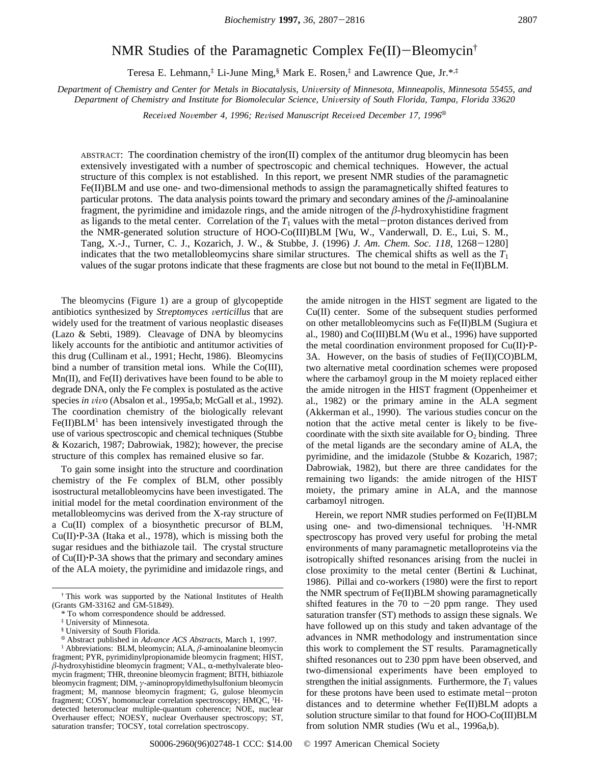# NMR Studies of the Paramagnetic Complex Fe(II)−Bleomycin[†]

Teresa E. Lehmann,[‡] Li-June Ming,[§] Mark E. Rosen,[‡] and Lawrence Que, Jr.*[,‡]

*Department of Chemistry and Center for Metals in Biocatalysis, University of Minnesota, Minneapolis, Minnesota 55455, and Department of Chemistry and Institute for Biomolecular Science, University of South Florida, Tampa, Florida 33620*

*Received November 4, 1996; Revised Manuscript Received December 17, 1996*[⊗]

ABSTRACT: The coordination chemistry of the iron(II) complex of the antitumor drug bleomycin has been extensively investigated with a number of spectroscopic and chemical techniques. However, the actual structure of this complex is not established. In this report, we present NMR studies of the paramagnetic Fe(II)BLM and use one- and two-dimensional methods to assign the paramagnetically shifted features to particular protons. The data analysis points toward the primary and secondary amines of the $\beta$-aminoalanine fragment, the pyrimidine and imidazole rings, and the amide nitrogen of the $\beta$-hydroxyhistidine fragment as ligands to the metal center. Correlation of the $T_1$ values with the metal−proton distances derived from the NMR-generated solution structure of HOO-Co(III)BLM [Wu, W., Vanderwall, D. E., Lui, S. M., Tang, X.-J., Turner, C. J., Kozarich, J. W., & Stubbe, J. (1996) *J. Am. Chem. Soc. 118*, 1268−1280] indicates that the two metallobleomycins share similar structures. The chemical shifts as well as the $T_1$ values of the sugar protons indicate that these fragments are close but not bound to the metal in Fe(II)BLM.

The bleomycins (Figure 1) are a group of glycopeptide antibiotics synthesized by *Streptomyces verticillus* that are widely used for the treatment of various neoplastic diseases (Lazo & Sebti, 1989). Cleavage of DNA by bleomycins likely accounts for the antibiotic and antitumor activities of this drug (Cullinam et al., 1991; Hecht, 1986). Bleomycins bind a number of transition metal ions. While the Co(III), Mn(II), and Fe(II) derivatives have been found to be able to degrade DNA, only the Fe complex is postulated as the active species *in vivo* (Absalon et al., 1995a,b; McGall et al., 1992). The coordination chemistry of the biologically relevant Fe(II)BLM[1] has been intensively investigated through the use of various spectroscopic and chemical techniques (Stubbe & Kozarich, 1987; Dabrowiak, 1982); however, the precise structure of this complex has remained elusive so far.

To gain some insight into the structure and coordination chemistry of the Fe complex of BLM, other possibly isostructural metallobleomycins have been investigated. The initial model for the metal coordination environment of the metallobleomycins was derived from the X-ray structure of a Cu(II) complex of a biosynthetic precursor of BLM, Cu(II)·P-3A (Itaka et al., 1978), which is missing both the sugar residues and the bithiazole tail. The crystal structure of Cu(II)·P-3A shows that the primary and secondary amines of the ALA moiety, the pyrimidine and imidazole rings, and the amide nitrogen in the HIST segment are ligated to the Cu(II) center. Some of the subsequent studies performed on other metallobleomycins such as Fe(II)BLM (Sugiura et al., 1980) and Co(III)BLM (Wu et al., 1996) have supported the metal coordination environment proposed for Cu(II)·P-3A. However, on the basis of studies of Fe(II)(CO)BLM, two alternative metal coordination schemes were proposed where the carbamoyl group in the M moiety replaced either the amide nitrogen in the HIST fragment (Oppenheimer et al., 1982) or the primary amine in the ALA segment (Akkerman et al., 1990). The various studies concur on the notion that the active metal center is likely to be five-coordinate with the sixth site available for $O_2$ binding. Three of the metal ligands are the secondary amine of ALA, the pyrimidine, and the imidazole (Stubbe & Kozarich, 1987; Dabrowiak, 1982), but there are three candidates for the remaining two ligands: the amide nitrogen of the HIST moiety, the primary amine in ALA, and the mannose carbamoyl nitrogen.

Herein, we report NMR studies performed on Fe(II)BLM using one- and two-dimensional techniques. $^1$H-NMR spectroscopy has proved very useful for probing the metal environments of many paramagnetic metalloproteins via the isotropically shifted resonances arising from the nuclei in close proximity to the metal center (Bertini & Luchinat, 1986). Pillai and co-workers (1980) were the first to report the NMR spectrum of Fe(II)BLM showing paramagnetically shifted features in the 70 to −20 ppm range. They used saturation transfer (ST) methods to assign these signals. We have followed up on this study and taken advantage of the advances in NMR methodology and instrumentation since this work to complement the ST results. Paramagnetically shifted resonances out to 230 ppm have been observed, and two-dimensional experiments have been employed to strengthen the initial assignments. Furthermore, the $T_1$ values for these protons have been used to estimate metal−proton distances and to determine whether Fe(II)BLM adopts a solution structure similar to that found for HOO-Co(III)BLM from solution NMR studies (Wu et al., 1996a,b).

---

[†] This work was supported by the National Institutes of Health (Grants GM-33162 and GM-51849).

\* To whom correspondence should be addressed.

[‡] University of Minnesota.

[§] University of South Florida.

[⊗] Abstract published in *Advance ACS Abstracts*, March 1, 1997.

[1] Abbreviations: BLM, bleomycin; ALA, $\beta$-aminoalanine bleomycin fragment; PYR, pyrimidinylpropionamide bleomycin fragment; HIST, $\beta$-hydroxyhistidine bleomycin fragment; VAL, $\alpha$-methylvalerate bleomycin fragment; THR, threonine bleomycin fragment; BITH, bithiazole bleomycin fragment; DIM, $\gamma$-aminopropyldimethylsulfonium bleomycin fragment; M, mannose bleomycin fragment; G, gulose bleomycin fragment; COSY, homonuclear correlation spectroscopy; HMQC, $^1$H-detected heteronuclear multiple-quantum coherence; NOE, nuclear Overhauser effect; NOESY, nuclear Overhauser spectroscopy; ST, saturation transfer; TOCSY, total correlation spectroscopy.

S0006-2960(96)02748-1 CCC: $14.00 © 1997 American Chemical Society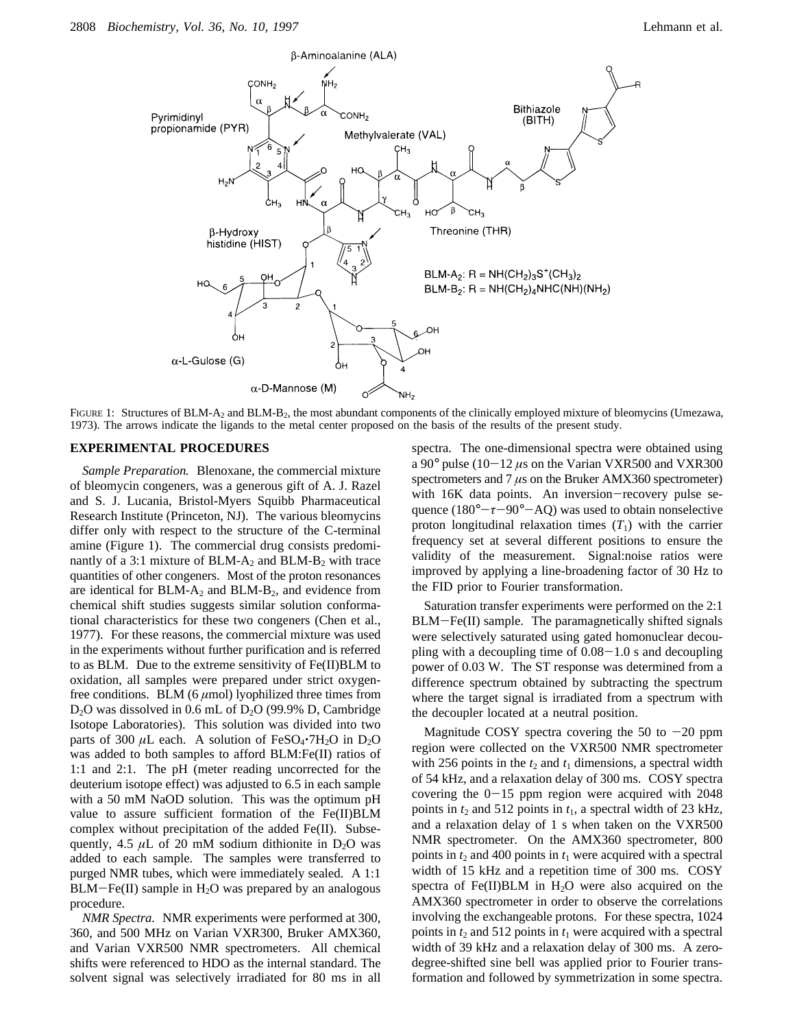FIGURE 1: Structures of BLM-$A_2$ and BLM-$B_2$, the most abundant components of the clinically employed mixture of bleomycins (Umezawa, 1973). The arrows indicate the ligands to the metal center proposed on the basis of the results of the present study.

## EXPERIMENTAL PROCEDURES

*Sample Preparation.* Blenoxane, the commercial mixture of bleomycin congeners, was a generous gift of A. J. Razel and S. J. Lucania, Bristol-Myers Squibb Pharmaceutical Research Institute (Princeton, NJ). The various bleomycins differ only with respect to the structure of the C-terminal amine (Figure 1). The commercial drug consists predominantly of a 3:1 mixture of BLM-$A_2$ and BLM-$B_2$ with trace quantities of other congeners. Most of the proton resonances are identical for BLM-$A_2$ and BLM-$B_2$, and evidence from chemical shift studies suggests similar solution conformational characteristics for these two congeners (Chen et al., 1977). For these reasons, the commercial mixture was used in the experiments without further purification and is referred to as BLM. Due to the extreme sensitivity of Fe(II)BLM to oxidation, all samples were prepared under strict oxygen-free conditions. BLM (6 $\mu$mol) lyophilized three times from $D_2O$ was dissolved in 0.6 mL of $D_2O$ (99.9% D, Cambridge Isotope Laboratories). This solution was divided into two parts of 300 $\mu$L each. A solution of $FeSO_4{\cdot}7H_2O$ in $D_2O$ was added to both samples to afford BLM:Fe(II) ratios of 1:1 and 2:1. The pH (meter reading uncorrected for the deuterium isotope effect) was adjusted to 6.5 in each sample with a 50 mM NaOD solution. This was the optimum pH value to assure sufficient formation of the Fe(II)BLM complex without precipitation of the added Fe(II). Subsequently, 4.5 $\mu$L of 20 mM sodium dithionite in $D_2O$ was added to each sample. The samples were transferred to purged NMR tubes, which were immediately sealed. A 1:1 BLM−Fe(II) sample in $H_2O$ was prepared by an analogous procedure.

*NMR Spectra.* NMR experiments were performed at 300, 360, and 500 MHz on Varian VXR300, Bruker AMX360, and Varian VXR500 NMR spectrometers. All chemical shifts were referenced to HDO as the internal standard. The solvent signal was selectively irradiated for 80 ms in all spectra. The one-dimensional spectra were obtained using a 90° pulse (10−12 $\mu$s on the Varian VXR500 and VXR300 spectrometers and 7 $\mu$s on the Bruker AMX360 spectrometer) with 16K data points. An inversion−recovery pulse sequence (180°−$\tau$−90°−AQ) was used to obtain nonselective proton longitudinal relaxation times ($T_1$) with the carrier frequency set at several different positions to ensure the validity of the measurement. Signal:noise ratios were improved by applying a line-broadening factor of 30 Hz to the FID prior to Fourier transformation.

Saturation transfer experiments were performed on the 2:1 BLM−Fe(II) sample. The paramagnetically shifted signals were selectively saturated using gated homonuclear decoupling with a decoupling time of 0.08−1.0 s and decoupling power of 0.03 W. The ST response was determined from a difference spectrum obtained by subtracting the spectrum where the target signal is irradiated from a spectrum with the decoupler located at a neutral position.

Magnitude COSY spectra covering the 50 to −20 ppm region were collected on the VXR500 NMR spectrometer with 256 points in the $t_2$ and $t_1$ dimensions, a spectral width of 54 kHz, and a relaxation delay of 300 ms. COSY spectra covering the 0−15 ppm region were acquired with 2048 points in $t_2$ and 512 points in $t_1$, a spectral width of 23 kHz, and a relaxation delay of 1 s when taken on the VXR500 NMR spectrometer. On the AMX360 spectrometer, 800 points in $t_2$ and 400 points in $t_1$ were acquired with a spectral width of 15 kHz and a repetition time of 300 ms. COSY spectra of Fe(II)BLM in $H_2O$ were also acquired on the AMX360 spectrometer in order to observe the correlations involving the exchangeable protons. For these spectra, 1024 points in $t_2$ and 512 points in $t_1$ were acquired with a spectral width of 39 kHz and a relaxation delay of 300 ms. A zero-degree-shifted sine bell was applied prior to Fourier transformation and followed by symmetrization in some spectra.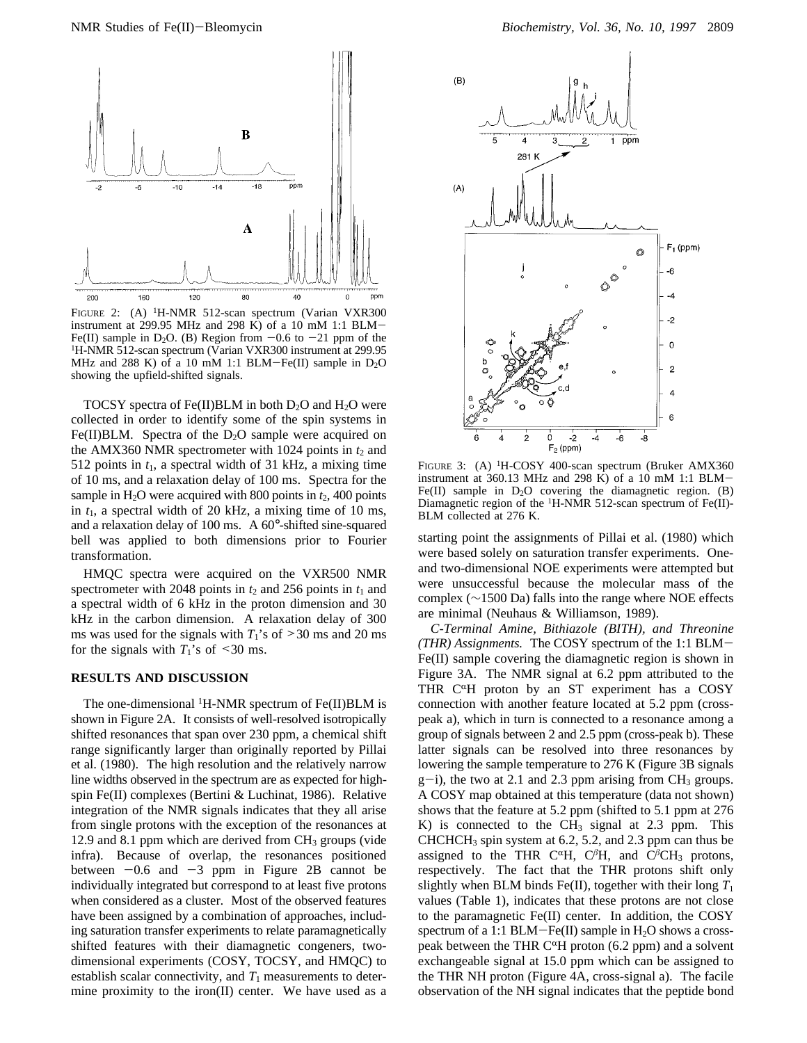FIGURE 2: (A) $^1$H-NMR 512-scan spectrum (Varian VXR300 instrument at 299.95 MHz and 298 K) of a 10 mM 1:1 BLM−Fe(II) sample in $D_2O$. (B) Region from −0.6 to −21 ppm of the $^1$H-NMR 512-scan spectrum (Varian VXR300 instrument at 299.95 MHz and 288 K) of a 10 mM 1:1 BLM−Fe(II) sample in $D_2O$ showing the upfield-shifted signals.

TOCSY spectra of Fe(II)BLM in both $D_2O$ and $H_2O$ were collected in order to identify some of the spin systems in Fe(II)BLM. Spectra of the $D_2O$ sample were acquired on the AMX360 NMR spectrometer with 1024 points in $t_2$ and 512 points in $t_1$, a spectral width of 31 kHz, a mixing time of 10 ms, and a relaxation delay of 100 ms. Spectra for the sample in $H_2O$ were acquired with 800 points in $t_2$, 400 points in $t_1$, a spectral width of 20 kHz, a mixing time of 10 ms, and a relaxation delay of 100 ms. A 60°-shifted sine-squared bell was applied to both dimensions prior to Fourier transformation.

HMQC spectra were acquired on the VXR500 NMR spectrometer with 2048 points in $t_2$ and 256 points in $t_1$ and a spectral width of 6 kHz in the proton dimension and 30 kHz in the carbon dimension. A relaxation delay of 300 ms was used for the signals with $T_1$'s of >30 ms and 20 ms for the signals with $T_1$'s of <30 ms.

## RESULTS AND DISCUSSION

The one-dimensional $^1$H-NMR spectrum of Fe(II)BLM is shown in Figure 2A. It consists of well-resolved isotropically shifted resonances that span over 230 ppm, a chemical shift range significantly larger than originally reported by Pillai et al. (1980). The high resolution and the relatively narrow line widths observed in the spectrum are as expected for high-spin Fe(II) complexes (Bertini & Luchinat, 1986). Relative integration of the NMR signals indicates that they all arise from single protons with the exception of the resonances at 12.9 and 8.1 ppm which are derived from $CH_3$ groups (vide infra). Because of overlap, the resonances positioned between −0.6 and −3 ppm in Figure 2B cannot be individually integrated but correspond to at least five protons when considered as a cluster. Most of the observed features have been assigned by a combination of approaches, including saturation transfer experiments to relate paramagnetically shifted features with their diamagnetic congeners, two-dimensional experiments (COSY, TOCSY, and HMQC) to establish scalar connectivity, and $T_1$ measurements to determine proximity to the iron(II) center. We have used as a starting point the assignments of Pillai et al. (1980) which were based solely on saturation transfer experiments. One- and two-dimensional NOE experiments were attempted but were unsuccessful because the molecular mass of the complex (~1500 Da) falls into the range where NOE effects are minimal (Neuhaus & Williamson, 1989).

FIGURE 3: (A) $^1$H-COSY 400-scan spectrum (Bruker AMX360 instrument at 360.13 MHz and 298 K) of a 10 mM 1:1 BLM−Fe(II) sample in $D_2O$ covering the diamagnetic region. (B) Diamagnetic region of the $^1$H-NMR 512-scan spectrum of Fe(II)-BLM collected at 276 K.

*C-Terminal Amine, Bithiazole (BITH), and Threonine (THR) Assignments.* The COSY spectrum of the 1:1 BLM−Fe(II) sample covering the diamagnetic region is shown in Figure 3A. The NMR signal at 6.2 ppm attributed to the THR C$^\alpha$H proton by an ST experiment has a COSY connection with another feature located at 5.2 ppm (cross-peak a), which in turn is connected to a resonance among a group of signals between 2 and 2.5 ppm (cross-peak b). These latter signals can be resolved into three resonances by lowering the sample temperature to 276 K (Figure 3B signals g−i), the two at 2.1 and 2.3 ppm arising from $CH_3$ groups. A COSY map obtained at this temperature (data not shown) shows that the feature at 5.2 ppm (shifted to 5.1 ppm at 276 K) is connected to the $CH_3$ signal at 2.3 ppm. This $CHCHCH_3$ spin system at 6.2, 5.2, and 2.3 ppm can thus be assigned to the THR C$^\alpha$H, C$^\beta$H, and C$^\beta CH_3$ protons, respectively. The fact that the THR protons shift only slightly when BLM binds Fe(II), together with their long $T_1$ values (Table 1), indicates that these protons are not close to the paramagnetic Fe(II) center. In addition, the COSY spectrum of a 1:1 BLM−Fe(II) sample in $H_2O$ shows a cross-peak between the THR C$^\alpha$H proton (6.2 ppm) and a solvent exchangeable signal at 15.0 ppm which can be assigned to the THR NH proton (Figure 4A, cross-signal a). The facile observation of the NH signal indicates that the peptide bond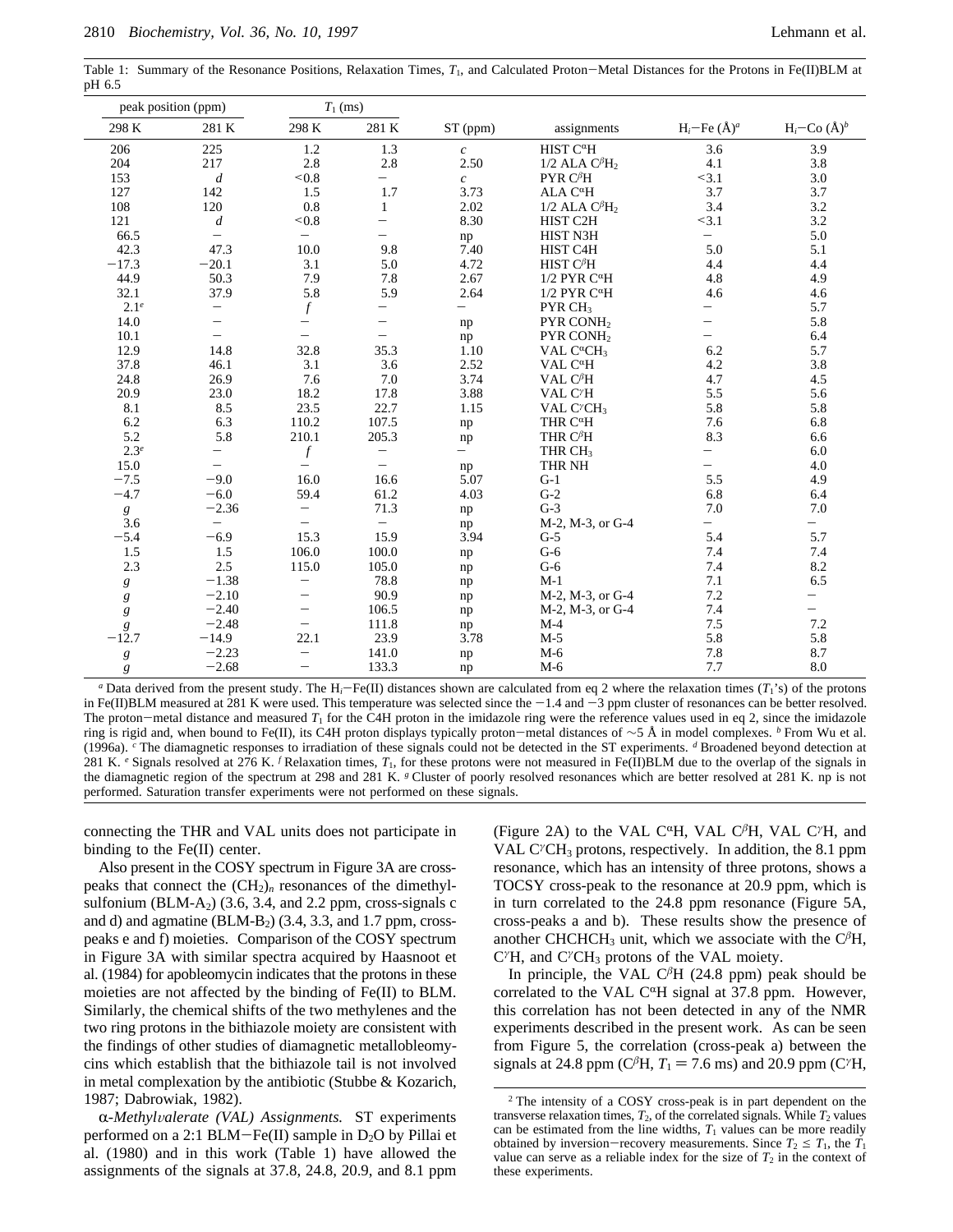Table 1: Summary of the Resonance Positions, Relaxation Times, $T_1$, and Calculated Proton−Metal Distances for the Protons in Fe(II)BLM at pH 6.5

| peak position (ppm) | | $T_1$ (ms) | | | | | |
|---|---|---|---|---|---|---|---|
| 298 K | 281 K | 298 K | 281 K | ST (ppm) | assignments | $H_i$−Fe (Å)[a] | $H_i$−Co (Å)[b] |
| 206 | 225 | 1.2 | 1.3 | *c* | HIST C$^{\alpha}$H | 3.6 | 3.9 |
| 204 | 217 | 2.8 | 2.8 | 2.50 | 1/2 ALA C$^{\beta}$H$_2$ | 4.1 | 3.8 |
| 153 | *d* | <0.8 | − | *c* | PYR C$^{\beta}$H | <3.1 | 3.0 |
| 127 | 142 | 1.5 | 1.7 | 3.73 | ALA C$^{\alpha}$H | 3.7 | 3.7 |
| 108 | 120 | 0.8 | 1 | 2.02 | 1/2 ALA C$^{\beta}$H$_2$ | 3.4 | 3.2 |
| 121 | *d* | <0.8 | − | 8.30 | HIST C2H | <3.1 | 3.2 |
| 66.5 | − | − | − | np | HIST N3H | − | 5.0 |
| 42.3 | 47.3 | 10.0 | 9.8 | 7.40 | HIST C4H | 5.0 | 5.1 |
| −17.3 | −20.1 | 3.1 | 5.0 | 4.72 | HIST C$^{\beta}$H | 4.4 | 4.4 |
| 44.9 | 50.3 | 7.9 | 7.8 | 2.67 | 1/2 PYR C$^{\alpha}$H | 4.8 | 4.9 |
| 32.1 | 37.9 | 5.8 | 5.9 | 2.64 | 1/2 PYR C$^{\alpha}$H | 4.6 | 4.6 |
| 2.1[e] | − | *f* | − | − | PYR CH$_3$ | − | 5.7 |
| 14.0 | − | − | − | np | PYR CONH$_2$ | − | 5.8 |
| 10.1 | − | − | − | np | PYR CONH$_2$ | − | 6.4 |
| 12.9 | 14.8 | 32.8 | 35.3 | 1.10 | VAL C$^{\alpha}$CH$_3$ | 6.2 | 5.7 |
| 37.8 | 46.1 | 3.1 | 3.6 | 2.52 | VAL C$^{\alpha}$H | 4.2 | 3.8 |
| 24.8 | 26.9 | 7.6 | 7.0 | 3.74 | VAL C$^{\beta}$H | 4.7 | 4.5 |
| 20.9 | 23.0 | 18.2 | 17.8 | 3.88 | VAL C$^{\gamma}$H | 5.5 | 5.6 |
| 8.1 | 8.5 | 23.5 | 22.7 | 1.15 | VAL C$^{\gamma}$CH$_3$ | 5.8 | 5.8 |
| 6.2 | 6.3 | 110.2 | 107.5 | np | THR C$^{\alpha}$H | 7.6 | 6.8 |
| 5.2 | 5.8 | 210.1 | 205.3 | np | THR C$^{\beta}$H | 8.3 | 6.6 |
| 2.3[e] | − | *f* | − | − | THR CH$_3$ | − | 6.0 |
| 15.0 | − | − | − | np | THR NH | − | 4.0 |
| −7.5 | −9.0 | 16.0 | 16.6 | 5.07 | G-1 | 5.5 | 4.9 |
| −4.7 | −6.0 | 59.4 | 61.2 | 4.03 | G-2 | 6.8 | 6.4 |
| *g* | −2.36 | − | 71.3 | np | G-3 | 7.0 | 7.0 |
| 3.6 | − | − | − | np | M-2, M-3, or G-4 | − | − |
| −5.4 | −6.9 | 15.3 | 15.9 | 3.94 | G-5 | 5.4 | 5.7 |
| 1.5 | 1.5 | 106.0 | 100.0 | np | G-6 | 7.4 | 7.4 |
| 2.3 | 2.5 | 115.0 | 105.0 | np | G-6 | 7.4 | 8.2 |
| *g* | −1.38 | − | 78.8 | np | M-1 | 7.1 | 6.5 |
| *g* | −2.10 | − | 90.9 | np | M-2, M-3, or G-4 | 7.2 | − |
| *g* | −2.40 | − | 106.5 | np | M-2, M-3, or G-4 | 7.4 | − |
| *g* | −2.48 | − | 111.8 | np | M-4 | 7.5 | 7.2 |
| −12.7 | −14.9 | 22.1 | 23.9 | 3.78 | M-5 | 5.8 | 5.8 |
| *g* | −2.23 | − | 141.0 | np | M-6 | 7.8 | 8.7 |
| *g* | −2.68 | − | 133.3 | np | M-6 | 7.7 | 8.0 |

[a] Data derived from the present study. The $H_i$−Fe(II) distances shown are calculated from eq 2 where the relaxation times ($T_1$'s) of the protons in Fe(II)BLM measured at 281 K were used. This temperature was selected since the −1.4 and −3 ppm cluster of resonances can be better resolved. The proton−metal distance and measured $T_1$ for the C4H proton in the imidazole ring were the reference values used in eq 2, since the imidazole ring is rigid and, when bound to Fe(II), its C4H proton displays typically proton−metal distances of ~5 Å in model complexes. [b] From Wu et al. (1996a). [c] The diamagnetic responses to irradiation of these signals could not be detected in the ST experiments. [d] Broadened beyond detection at 281 K. [e] Signals resolved at 276 K. [f] Relaxation times, $T_1$, for these protons were not measured in Fe(II)BLM due to the overlap of the signals in the diamagnetic region of the spectrum at 298 and 281 K. [g] Cluster of poorly resolved resonances which are better resolved at 281 K. np is not performed. Saturation transfer experiments were not performed on these signals.

connecting the THR and VAL units does not participate in binding to the Fe(II) center.

Also present in the COSY spectrum in Figure 3A are cross-peaks that connect the (CH$_2$)$_n$ resonances of the dimethylsulfonium (BLM-A$_2$) (3.6, 3.4, and 2.2 ppm, cross-signals c and d) and agmatine (BLM-B$_2$) (3.4, 3.3, and 1.7 ppm, cross-peaks e and f) moieties. Comparison of the COSY spectrum in Figure 3A with similar spectra acquired by Haasnoot et al. (1984) for apobleomycin indicates that the protons in these moieties are not affected by the binding of Fe(II) to BLM. Similarly, the chemical shifts of the two methylenes and the two ring protons in the bithiazole moiety are consistent with the findings of other studies of diamagnetic metallobleomycins which establish that the bithiazole tail is not involved in metal complexation by the antibiotic (Stubbe & Kozarich, 1987; Dabrowiak, 1982).

*α-Methylvalerate (VAL) Assignments.* ST experiments performed on a 2:1 BLM−Fe(II) sample in D$_2$O by Pillai et al. (1980) and in this work (Table 1) have allowed the assignments of the signals at 37.8, 24.8, 20.9, and 8.1 ppm (Figure 2A) to the VAL C$^{\alpha}$H, VAL C$^{\beta}$H, VAL C$^{\gamma}$H, and VAL C$^{\gamma}$CH$_3$ protons, respectively. In addition, the 8.1 ppm resonance, which has an intensity of three protons, shows a TOCSY cross-peak to the resonance at 20.9 ppm, which is in turn correlated to the 24.8 ppm resonance (Figure 5A, cross-peaks a and b). These results show the presence of another CHCHCH$_3$ unit, which we associate with the C$^{\beta}$H, C$^{\gamma}$H, and C$^{\gamma}$CH$_3$ protons of the VAL moiety.

In principle, the VAL C$^{\beta}$H (24.8 ppm) peak should be correlated to the VAL C$^{\alpha}$H signal at 37.8 ppm. However, this correlation has not been detected in any of the NMR experiments described in the present work. As can be seen from Figure 5, the correlation (cross-peak a) between the signals at 24.8 ppm (C$^{\beta}$H, $T_1$ = 7.6 ms) and 20.9 ppm (C$^{\gamma}$H,

[2] The intensity of a COSY cross-peak is in part dependent on the transverse relaxation times, $T_2$, of the correlated signals. While $T_2$ values can be estimated from the line widths, $T_1$ values can be more readily obtained by inversion−recovery measurements. Since $T_2 \leq T_1$, the $T_1$ value can serve as a reliable index for the size of $T_2$ in the context of these experiments.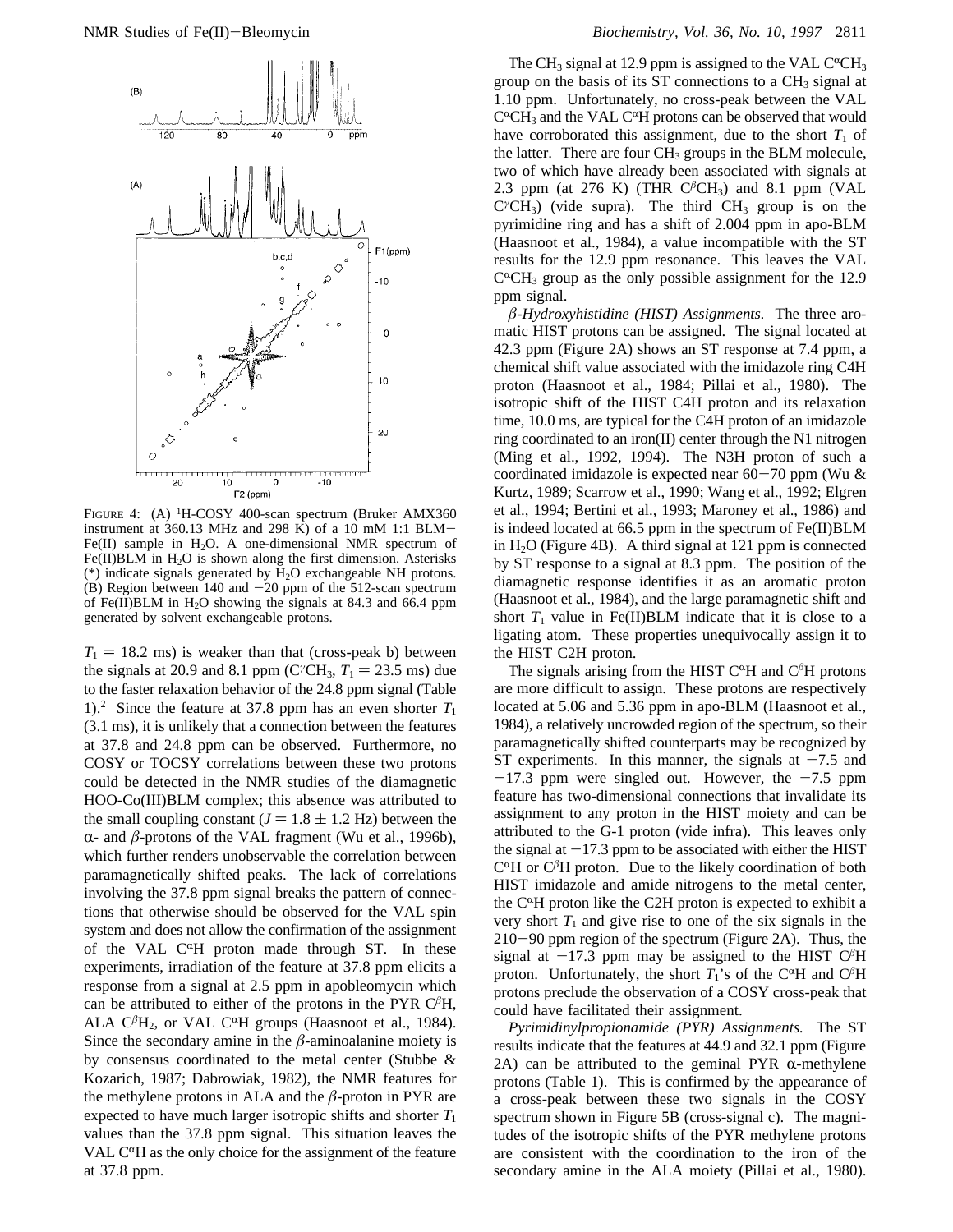FIGURE 4: (A) $^1$H-COSY 400-scan spectrum (Bruker AMX360 instrument at 360.13 MHz and 298 K) of a 10 mM 1:1 BLM–Fe(II) sample in $H_2O$. A one-dimensional NMR spectrum of Fe(II)BLM in $H_2O$ is shown along the first dimension. Asterisks (*) indicate signals generated by $H_2O$ exchangeable NH protons. (B) Region between 140 and −20 ppm of the 512-scan spectrum of Fe(II)BLM in $H_2O$ showing the signals at 84.3 and 66.4 ppm generated by solvent exchangeable protons.

$T_1$ = 18.2 ms) is weaker than that (cross-peak b) between the signals at 20.9 and 8.1 ppm ($C^{\gamma}CH_3$, $T_1$ = 23.5 ms) due to the faster relaxation behavior of the 24.8 ppm signal (Table 1).[2] Since the feature at 37.8 ppm has an even shorter $T_1$ (3.1 ms), it is unlikely that a connection between the features at 37.8 and 24.8 ppm can be observed. Furthermore, no COSY or TOCSY correlations between these two protons could be detected in the NMR studies of the diamagnetic HOO-Co(III)BLM complex; this absence was attributed to the small coupling constant ($J$ = 1.8 ± 1.2 Hz) between the α- and β-protons of the VAL fragment (Wu et al., 1996b), which further renders unobservable the correlation between paramagnetically shifted peaks. The lack of correlations involving the 37.8 ppm signal breaks the pattern of connections that otherwise should be observed for the VAL spin system and does not allow the confirmation of the assignment of the VAL $C^{\alpha}H$ proton made through ST. In these experiments, irradiation of the feature at 37.8 ppm elicits a response from a signal at 2.5 ppm in apobleomycin which can be attributed to either of the protons in the PYR $C^{\beta}H$, ALA $C^{\beta}H_2$, or VAL $C^{\alpha}H$ groups (Haasnoot et al., 1984). Since the secondary amine in the β-aminoalanine moiety is by consensus coordinated to the metal center (Stubbe & Kozarich, 1987; Dabrowiak, 1982), the NMR features for the methylene protons in ALA and the β-proton in PYR are expected to have much larger isotropic shifts and shorter $T_1$ values than the 37.8 ppm signal. This situation leaves the VAL $C^{\alpha}H$ as the only choice for the assignment of the feature at 37.8 ppm.

The $CH_3$ signal at 12.9 ppm is assigned to the VAL $C^{\alpha}CH_3$ group on the basis of its ST connections to a $CH_3$ signal at 1.10 ppm. Unfortunately, no cross-peak between the VAL $C^{\alpha}CH_3$ and the VAL $C^{\alpha}H$ protons can be observed that would have corroborated this assignment, due to the short $T_1$ of the latter. There are four $CH_3$ groups in the BLM molecule, two of which have already been associated with signals at 2.3 ppm (at 276 K) (THR $C^{\beta}CH_3$) and 8.1 ppm (VAL $C^{\gamma}CH_3$) (vide supra). The third $CH_3$ group is on the pyrimidine ring and has a shift of 2.004 ppm in apo-BLM (Haasnoot et al., 1984), a value incompatible with the ST results for the 12.9 ppm resonance. This leaves the VAL $C^{\alpha}CH_3$ group as the only possible assignment for the 12.9 ppm signal.

*β-Hydroxyhistidine (HIST) Assignments.* The three aromatic HIST protons can be assigned. The signal located at 42.3 ppm (Figure 2A) shows an ST response at 7.4 ppm, a chemical shift value associated with the imidazole ring C4H proton (Haasnoot et al., 1984; Pillai et al., 1980). The isotropic shift of the HIST C4H proton and its relaxation time, 10.0 ms, are typical for the C4H proton of an imidazole ring coordinated to an iron(II) center through the N1 nitrogen (Ming et al., 1992, 1994). The N3H proton of such a coordinated imidazole is expected near 60–70 ppm (Wu & Kurtz, 1989; Scarrow et al., 1990; Wang et al., 1992; Elgren et al., 1994; Bertini et al., 1993; Maroney et al., 1986) and is indeed located at 66.5 ppm in the spectrum of Fe(II)BLM in $H_2O$ (Figure 4B). A third signal at 121 ppm is connected by ST response to a signal at 8.3 ppm. The position of the diamagnetic response identifies it as an aromatic proton (Haasnoot et al., 1984), and the large paramagnetic shift and short $T_1$ value in Fe(II)BLM indicate that it is close to a ligating atom. These properties unequivocally assign it to the HIST C2H proton.

The signals arising from the HIST $C^{\alpha}H$ and $C^{\beta}H$ protons are more difficult to assign. These protons are respectively located at 5.06 and 5.36 ppm in apo-BLM (Haasnoot et al., 1984), a relatively uncrowded region of the spectrum, so their paramagnetically shifted counterparts may be recognized by ST experiments. In this manner, the signals at −7.5 and −17.3 ppm were singled out. However, the −7.5 ppm feature has two-dimensional connections that invalidate its assignment to any proton in the HIST moiety and can be attributed to the G-1 proton (vide infra). This leaves only the signal at −17.3 ppm to be associated with either the HIST $C^{\alpha}H$ or $C^{\beta}H$ proton. Due to the likely coordination of both HIST imidazole and amide nitrogens to the metal center, the $C^{\alpha}H$ proton like the C2H proton is expected to exhibit a very short $T_1$ and give rise to one of the six signals in the 210–90 ppm region of the spectrum (Figure 2A). Thus, the signal at −17.3 ppm may be assigned to the HIST $C^{\beta}H$ proton. Unfortunately, the short $T_1$'s of the $C^{\alpha}H$ and $C^{\beta}H$ protons preclude the observation of a COSY cross-peak that could have facilitated their assignment.

*Pyrimidinylpropionamide (PYR) Assignments.* The ST results indicate that the features at 44.9 and 32.1 ppm (Figure 2A) can be attributed to the geminal PYR α-methylene protons (Table 1). This is confirmed by the appearance of a cross-peak between these two signals in the COSY spectrum shown in Figure 5B (cross-signal c). The magnitudes of the isotropic shifts of the PYR methylene protons are consistent with the coordination to the iron of the secondary amine in the ALA moiety (Pillai et al., 1980).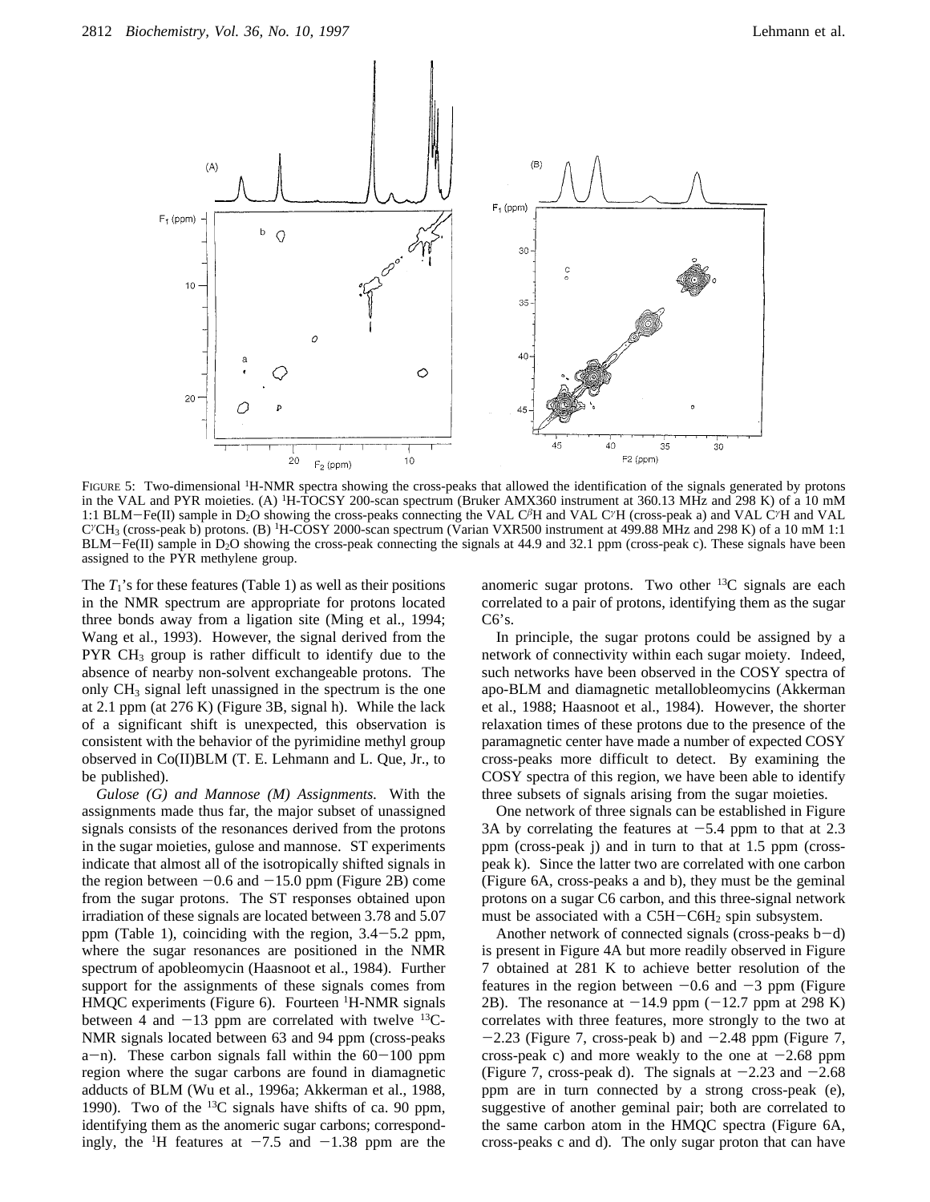FIGURE 5: Two-dimensional $^1$H-NMR spectra showing the cross-peaks that allowed the identification of the signals generated by protons in the VAL and PYR moieties. (A) $^1$H-TOCSY 200-scan spectrum (Bruker AMX360 instrument at 360.13 MHz and 298 K) of a 10 mM 1:1 BLM−Fe(II) sample in $D_2O$ showing the cross-peaks connecting the VAL $C^{\beta}H$ and VAL $C^{\gamma}H$ (cross-peak a) and VAL $C^{\gamma}H$ and VAL $C^{\gamma}CH_3$ (cross-peak b) protons. (B) $^1$H-COSY 2000-scan spectrum (Varian VXR500 instrument at 499.88 MHz and 298 K) of a 10 mM 1:1 BLM−Fe(II) sample in $D_2O$ showing the cross-peak connecting the signals at 44.9 and 32.1 ppm (cross-peak c). These signals have been assigned to the PYR methylene group.

The $T_1$'s for these features (Table 1) as well as their positions in the NMR spectrum are appropriate for protons located three bonds away from a ligation site (Ming et al., 1994; Wang et al., 1993). However, the signal derived from the PYR $CH_3$ group is rather difficult to identify due to the absence of nearby non-solvent exchangeable protons. The only $CH_3$ signal left unassigned in the spectrum is the one at 2.1 ppm (at 276 K) (Figure 3B, signal h). While the lack of a significant shift is unexpected, this observation is consistent with the behavior of the pyrimidine methyl group observed in Co(II)BLM (T. E. Lehmann and L. Que, Jr., to be published).

*Gulose (G) and Mannose (M) Assignments.* With the assignments made thus far, the major subset of unassigned signals consists of the resonances derived from the protons in the sugar moieties, gulose and mannose. ST experiments indicate that almost all of the isotropically shifted signals in the region between −0.6 and −15.0 ppm (Figure 2B) come from the sugar protons. The ST responses obtained upon irradiation of these signals are located between 3.78 and 5.07 ppm (Table 1), coinciding with the region, 3.4−5.2 ppm, where the sugar resonances are positioned in the NMR spectrum of apobleomycin (Haasnoot et al., 1984). Further support for the assignments of these signals comes from HMQC experiments (Figure 6). Fourteen $^1$H-NMR signals between 4 and −13 ppm are correlated with twelve $^{13}$C-NMR signals located between 63 and 94 ppm (cross-peaks a−n). These carbon signals fall within the 60−100 ppm region where the sugar carbons are found in diamagnetic adducts of BLM (Wu et al., 1996a; Akkerman et al., 1988, 1990). Two of the $^{13}$C signals have shifts of ca. 90 ppm, identifying them as the anomeric sugar carbons; correspondingly, the $^1$H features at −7.5 and −1.38 ppm are the anomeric sugar protons. Two other $^{13}$C signals are each correlated to a pair of protons, identifying them as the sugar C6's.

In principle, the sugar protons could be assigned by a network of connectivity within each sugar moiety. Indeed, such networks have been observed in the COSY spectra of apo-BLM and diamagnetic metallobleomycins (Akkerman et al., 1988; Haasnoot et al., 1984). However, the shorter relaxation times of these protons due to the presence of the paramagnetic center have made a number of expected COSY cross-peaks more difficult to detect. By examining the COSY spectra of this region, we have been able to identify three subsets of signals arising from the sugar moieties.

One network of three signals can be established in Figure 3A by correlating the features at −5.4 ppm to that at 2.3 ppm (cross-peak j) and in turn to that at 1.5 ppm (cross-peak k). Since the latter two are correlated with one carbon (Figure 6A, cross-peaks a and b), they must be the geminal protons on a sugar C6 carbon, and this three-signal network must be associated with a $C5H-C6H_2$ spin subsystem.

Another network of connected signals (cross-peaks b−d) is present in Figure 4A but more readily observed in Figure 7 obtained at 281 K to achieve better resolution of the features in the region between −0.6 and −3 ppm (Figure 2B). The resonance at −14.9 ppm (−12.7 ppm at 298 K) correlates with three features, more strongly to the two at −2.23 (Figure 7, cross-peak b) and −2.48 ppm (Figure 7, cross-peak c) and more weakly to the one at −2.68 ppm (Figure 7, cross-peak d). The signals at −2.23 and −2.68 ppm are in turn connected by a strong cross-peak (e), suggestive of another geminal pair; both are correlated to the same carbon atom in the HMQC spectra (Figure 6A, cross-peaks c and d). The only sugar proton that can have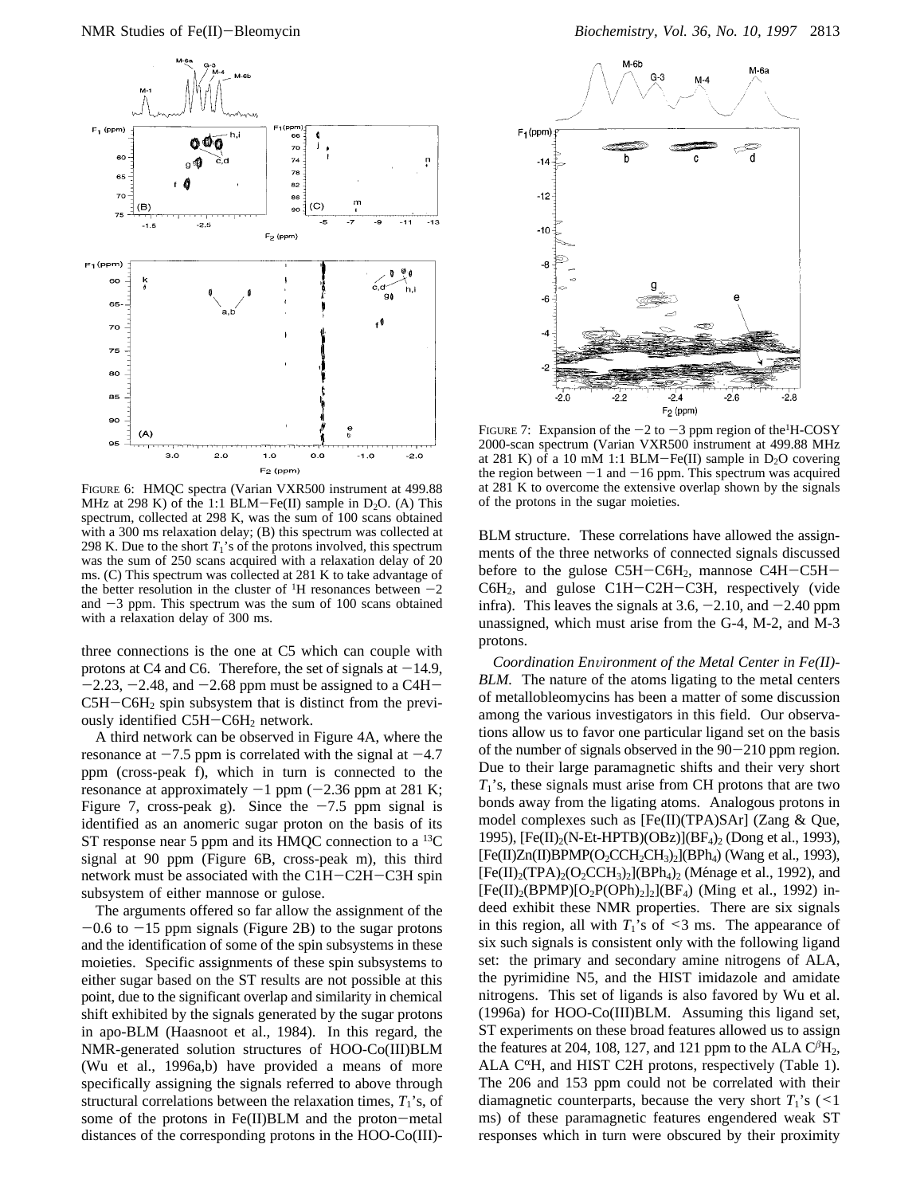FIGURE 6: HMQC spectra (Varian VXR500 instrument at 499.88 MHz at 298 K) of the 1:1 BLM−Fe(II) sample in $D_2O$. (A) This spectrum, collected at 298 K, was the sum of 100 scans obtained with a 300 ms relaxation delay; (B) this spectrum was collected at 298 K. Due to the short $T_1$'s of the protons involved, this spectrum was the sum of 250 scans acquired with a relaxation delay of 20 ms. (C) This spectrum was collected at 281 K to take advantage of the better resolution in the cluster of $^1H$ resonances between −2 and −3 ppm. This spectrum was the sum of 100 scans obtained with a relaxation delay of 300 ms.

three connections is the one at C5 which can couple with protons at C4 and C6. Therefore, the set of signals at −14.9, −2.23, −2.48, and −2.68 ppm must be assigned to a C4H−C5H−C6H$_2$ spin subsystem that is distinct from the previously identified C5H−C6H$_2$ network.

A third network can be observed in Figure 4A, where the resonance at −7.5 ppm is correlated with the signal at −4.7 ppm (cross-peak f), which in turn is connected to the resonance at approximately −1 ppm (−2.36 ppm at 281 K; Figure 7, cross-peak g). Since the −7.5 ppm signal is identified as an anomeric sugar proton on the basis of its ST response near 5 ppm and its HMQC connection to a $^{13}C$ signal at 90 ppm (Figure 6B, cross-peak m), this third network must be associated with the C1H−C2H−C3H spin subsystem of either mannose or gulose.

The arguments offered so far allow the assignment of the −0.6 to −15 ppm signals (Figure 2B) to the sugar protons and the identification of some of the spin subsystems in these moieties. Specific assignments of these spin subsystems to either sugar based on the ST results are not possible at this point, due to the significant overlap and similarity in chemical shift exhibited by the signals generated by the sugar protons in apo-BLM (Haasnoot et al., 1984). In this regard, the NMR-generated solution structures of HOO-Co(III)BLM (Wu et al., 1996a,b) have provided a means of more specifically assigning the signals referred to above through structural correlations between the relaxation times, $T_1$'s, of some of the protons in Fe(II)BLM and the proton−metal distances of the corresponding protons in the HOO-Co(III)-BLM structure. These correlations have allowed the assignments of the three networks of connected signals discussed before to the gulose C5H−C6H$_2$, mannose C4H−C5H−C6H$_2$, and gulose C1H−C2H−C3H, respectively (vide infra). This leaves the signals at 3.6, −2.10, and −2.40 ppm unassigned, which must arise from the G-4, M-2, and M-3 protons.

FIGURE 7: Expansion of the −2 to −3 ppm region of the $^1H$-COSY 2000-scan spectrum (Varian VXR500 instrument at 499.88 MHz at 281 K) of a 10 mM 1:1 BLM−Fe(II) sample in $D_2O$ covering the region between −1 and −16 ppm. This spectrum was acquired at 281 K to overcome the extensive overlap shown by the signals of the protons in the sugar moieties.

*Coordination Environment of the Metal Center in Fe(II)-BLM.* The nature of the atoms ligating to the metal centers of metallobleomycins has been a matter of some discussion among the various investigators in this field. Our observations allow us to favor one particular ligand set on the basis of the number of signals observed in the 90−210 ppm region. Due to their large paramagnetic shifts and their very short $T_1$'s, these signals must arise from CH protons that are two bonds away from the ligating atoms. Analogous protons in model complexes such as [Fe(II)(TPA)SAr] (Zang & Que, 1995), [Fe(II)$_2$(N-Et-HPTB)(OBz)](BF$_4$)$_2$ (Dong et al., 1993), [Fe(II)Zn(II)BPMP(O$_2$CCH$_2$CH$_3$)$_2$](BPh$_4$) (Wang et al., 1993), [Fe(II)$_2$(TPA)$_2$(O$_2$CCH$_3$)$_2$](BPh$_4$)$_2$ (Ménage et al., 1992), and [Fe(II)$_2$(BPMP)[O$_2$P(OPh)$_2$]$_2$](BF$_4$) (Ming et al., 1992) indeed exhibit these NMR properties. There are six signals in this region, all with $T_1$'s of <3 ms. The appearance of six such signals is consistent only with the following ligand set: the primary and secondary amine nitrogens of ALA, the pyrimidine N5, and the HIST imidazole and amidate nitrogens. This set of ligands is also favored by Wu et al. (1996a) for HOO-Co(III)BLM. Assuming this ligand set, ST experiments on these broad features allowed us to assign the features at 204, 108, 127, and 121 ppm to the ALA C$^{\beta}$H$_2$, ALA C$^{\alpha}$H, and HIST C2H protons, respectively (Table 1). The 206 and 153 ppm could not be correlated with their diamagnetic counterparts, because the very short $T_1$'s (<1 ms) of these paramagnetic features engendered weak ST responses which in turn were obscured by their proximity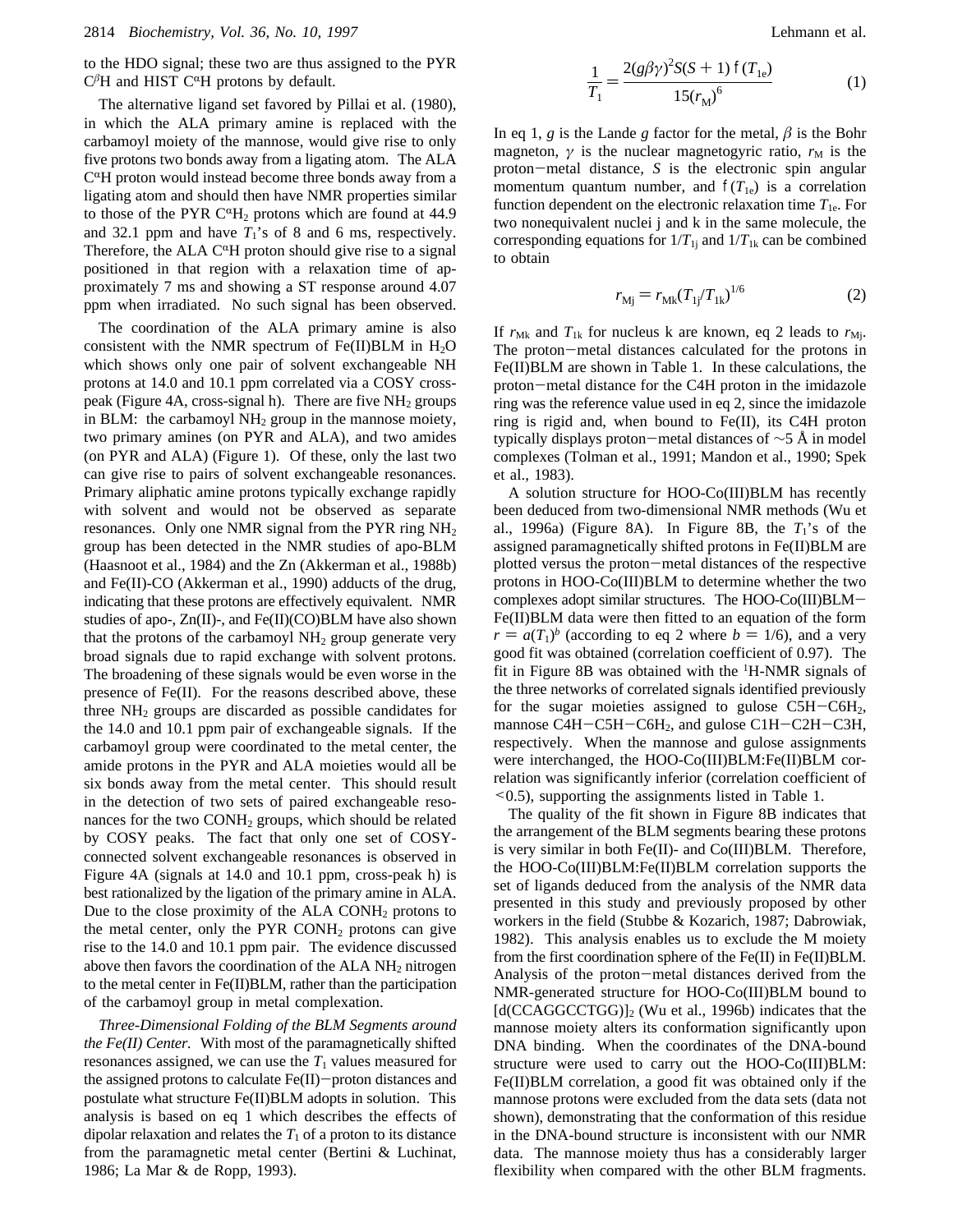to the HDO signal; these two are thus assigned to the PYR $C^{\beta}H$ and HIST $C^{\alpha}H$ protons by default.

The alternative ligand set favored by Pillai et al. (1980), in which the ALA primary amine is replaced with the carbamoyl moiety of the mannose, would give rise to only five protons two bonds away from a ligating atom. The ALA $C^{\alpha}H$ proton would instead become three bonds away from a ligating atom and should then have NMR properties similar to those of the PYR $C^{\alpha}H_2$ protons which are found at 44.9 and 32.1 ppm and have $T_1$'s of 8 and 6 ms, respectively. Therefore, the ALA $C^{\alpha}H$ proton should give rise to a signal positioned in that region with a relaxation time of approximately 7 ms and showing a ST response around 4.07 ppm when irradiated. No such signal has been observed.

The coordination of the ALA primary amine is also consistent with the NMR spectrum of Fe(II)BLM in $H_2O$ which shows only one pair of solvent exchangeable NH protons at 14.0 and 10.1 ppm correlated via a COSY cross-peak (Figure 4A, cross-signal h). There are five $NH_2$ groups in BLM: the carbamoyl $NH_2$ group in the mannose moiety, two primary amines (on PYR and ALA), and two amides (on PYR and ALA) (Figure 1). Of these, only the last two can give rise to pairs of solvent exchangeable resonances. Primary aliphatic amine protons typically exchange rapidly with solvent and would not be observed as separate resonances. Only one NMR signal from the PYR ring $NH_2$ group has been detected in the NMR studies of apo-BLM (Haasnoot et al., 1984) and the Zn (Akkerman et al., 1988b) and Fe(II)-CO (Akkerman et al., 1990) adducts of the drug, indicating that these protons are effectively equivalent. NMR studies of apo-, Zn(II)-, and Fe(II)(CO)BLM have also shown that the protons of the carbamoyl $NH_2$ group generate very broad signals due to rapid exchange with solvent protons. The broadening of these signals would be even worse in the presence of Fe(II). For the reasons described above, these three $NH_2$ groups are discarded as possible candidates for the 14.0 and 10.1 ppm pair of exchangeable signals. If the carbamoyl group were coordinated to the metal center, the amide protons in the PYR and ALA moieties would all be six bonds away from the metal center. This should result in the detection of two sets of paired exchangeable resonances for the two $CONH_2$ groups, which should be related by COSY peaks. The fact that only one set of COSY-connected solvent exchangeable resonances is observed in Figure 4A (signals at 14.0 and 10.1 ppm, cross-peak h) is best rationalized by the ligation of the primary amine in ALA. Due to the close proximity of the ALA $CONH_2$ protons to the metal center, only the PYR $CONH_2$ protons can give rise to the 14.0 and 10.1 ppm pair. The evidence discussed above then favors the coordination of the ALA $NH_2$ nitrogen to the metal center in Fe(II)BLM, rather than the participation of the carbamoyl group in metal complexation.

*Three-Dimensional Folding of the BLM Segments around the Fe(II) Center.* With most of the paramagnetically shifted resonances assigned, we can use the $T_1$ values measured for the assigned protons to calculate Fe(II)−proton distances and postulate what structure Fe(II)BLM adopts in solution. This analysis is based on eq 1 which describes the effects of dipolar relaxation and relates the $T_1$ of a proton to its distance from the paramagnetic metal center (Bertini & Luchinat, 1986; La Mar & de Ropp, 1993).

$$\frac{1}{T_1} = \frac{2(g\beta\gamma)^2 S(S+1)\,f(T_{1e})}{15(r_M)^6} \tag{1}$$

In eq 1, $g$ is the Lande $g$ factor for the metal, $\beta$ is the Bohr magneton, $\gamma$ is the nuclear magnetogyric ratio, $r_M$ is the proton−metal distance, $S$ is the electronic spin angular momentum quantum number, and $f(T_{1e})$ is a correlation function dependent on the electronic relaxation time $T_{1e}$. For two nonequivalent nuclei j and k in the same molecule, the corresponding equations for $1/T_{1j}$ and $1/T_{1k}$ can be combined to obtain

$$r_{Mj} = r_{Mk}(T_{1j}/T_{1k})^{1/6} \tag{2}$$

If $r_{Mk}$ and $T_{1k}$ for nucleus k are known, eq 2 leads to $r_{Mj}$. The proton−metal distances calculated for the protons in Fe(II)BLM are shown in Table 1. In these calculations, the proton−metal distance for the C4H proton in the imidazole ring was the reference value used in eq 2, since the imidazole ring is rigid and, when bound to Fe(II), its C4H proton typically displays proton−metal distances of ~5 Å in model complexes (Tolman et al., 1991; Mandon et al., 1990; Spek et al., 1983).

A solution structure for HOO-Co(III)BLM has recently been deduced from two-dimensional NMR methods (Wu et al., 1996a) (Figure 8A). In Figure 8B, the $T_1$'s of the assigned paramagnetically shifted protons in Fe(II)BLM are plotted versus the proton−metal distances of the respective protons in HOO-Co(III)BLM to determine whether the two complexes adopt similar structures. The HOO-Co(III)BLM−Fe(II)BLM data were then fitted to an equation of the form $r = a(T_1)^b$ (according to eq 2 where $b = 1/6$), and a very good fit was obtained (correlation coefficient of 0.97). The fit in Figure 8B was obtained with the $^1$H-NMR signals of the three networks of correlated signals identified previously for the sugar moieties assigned to gulose C5H−C6$H_2$, mannose C4H−C5H−C6$H_2$, and gulose C1H−C2H−C3H, respectively. When the mannose and gulose assignments were interchanged, the HOO-Co(III)BLM:Fe(II)BLM correlation was significantly inferior (correlation coefficient of <0.5), supporting the assignments listed in Table 1.

The quality of the fit shown in Figure 8B indicates that the arrangement of the BLM segments bearing these protons is very similar in both Fe(II)- and Co(III)BLM. Therefore, the HOO-Co(III)BLM:Fe(II)BLM correlation supports the set of ligands deduced from the analysis of the NMR data presented in this study and previously proposed by other workers in the field (Stubbe & Kozarich, 1987; Dabrowiak, 1982). This analysis enables us to exclude the M moiety from the first coordination sphere of the Fe(II) in Fe(II)BLM. Analysis of the proton−metal distances derived from the NMR-generated structure for HOO-Co(III)BLM bound to $[d(CCAGGCCTGG)]_2$ (Wu et al., 1996b) indicates that the mannose moiety alters its conformation significantly upon DNA binding. When the coordinates of the DNA-bound structure were used to carry out the HOO-Co(III)BLM:Fe(II)BLM correlation, a good fit was obtained only if the mannose protons were excluded from the data sets (data not shown), demonstrating that the conformation of this residue in the DNA-bound structure is inconsistent with our NMR data. The mannose moiety thus has a considerably larger flexibility when compared with the other BLM fragments.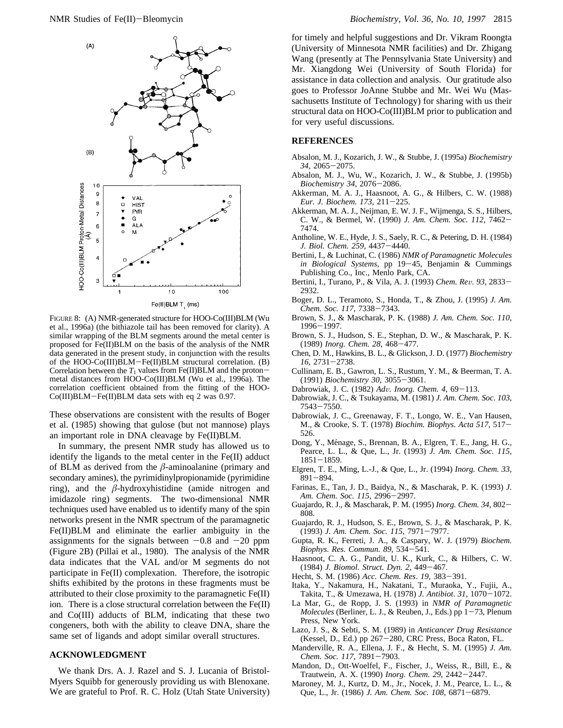FIGURE 8: (A) NMR-generated structure for HOO-Co(III)BLM (Wu et al., 1996a) (the bithiazole tail has been removed for clarity). A similar wrapping of the BLM segments around the metal center is proposed for Fe(II)BLM on the basis of the analysis of the NMR data generated in the present study, in conjunction with the results of the HOO-Co(III)BLM−Fe(II)BLM structural correlation. (B) Correlation between the $T_1$ values from Fe(II)BLM and the proton−metal distances from HOO-Co(III)BLM (Wu et al., 1996a). The correlation coefficient obtained from the fitting of the HOO-Co(III)BLM−Fe(II)BLM data sets with eq 2 was 0.97.

These observations are consistent with the results of Boger et al. (1985) showing that gulose (but not mannose) plays an important role in DNA cleavage by Fe(II)BLM.

In summary, the present NMR study has allowed us to identify the ligands to the metal center in the Fe(II) adduct of BLM as derived from the $\beta$-aminoalanine (primary and secondary amines), the pyrimidinylpropionamide (pyrimidine ring), and the $\beta$-hydroxyhistidine (amide nitrogen and imidazole ring) segments. The two-dimensional NMR techniques used have enabled us to identify many of the spin networks present in the NMR spectrum of the paramagnetic Fe(II)BLM and eliminate the earlier ambiguity in the assignments for the signals between −0.8 and −20 ppm (Figure 2B) (Pillai et al., 1980). The analysis of the NMR data indicates that the VAL and/or M segments do not participate in Fe(II) complexation. Therefore, the isotropic shifts exhibited by the protons in these fragments must be attributed to their close proximity to the paramagnetic Fe(II) ion. There is a close structural correlation between the Fe(II) and Co(III) adducts of BLM, indicating that these two congeners, both with the ability to cleave DNA, share the same set of ligands and adopt similar overall structures.

## ACKNOWLEDGMENT

We thank Drs. A. J. Razel and S. J. Lucania of Bristol-Myers Squibb for generously providing us with Blenoxane. We are grateful to Prof. R. C. Holz (Utah State University) for timely and helpful suggestions and Dr. Vikram Roongta (University of Minnesota NMR facilities) and Dr. Zhigang Wang (presently at The Pennsylvania State University) and Mr. Xiangdong Wei (University of South Florida) for assistance in data collection and analysis. Our gratitude also goes to Professor JoAnne Stubbe and Mr. Wei Wu (Massachusetts Institute of Technology) for sharing with us their structural data on HOO-Co(III)BLM prior to publication and for very useful discussions.

## REFERENCES

Absalon, M. J., Kozarich, J. W., & Stubbe, J. (1995a) *Biochemistry 34*, 2065−2075.

Absalon, M. J., Wu, W., Kozarich, J. W., & Stubbe, J. (1995b) *Biochemistry 34*, 2076−2086.

Akkerman, M. A. J., Haasnoot, A. G., & Hilbers, C. W. (1988) *Eur. J. Biochem. 173*, 211−225.

Akkerman, M. A. J., Neijman, E. W. J. F., Wijmenga, S. S., Hilbers, C. W., & Bermel, W. (1990) *J. Am. Chem. Soc. 112*, 7462−7474.

Antholine, W. E., Hyde, J. S., Saely, R. C., & Petering, D. H. (1984) *J. Biol. Chem. 259*, 4437−4440.

Bertini, I., & Luchinat, C. (1986) *NMR of Paramagnetic Molecules in Biological Systems*, pp 19−45, Benjamin & Cummings Publishing Co., Inc., Menlo Park, CA.

Bertini, I., Turano, P., & Vila, A. J. (1993) *Chem. Rev. 93*, 2833−2932.

Boger, D. L., Teramoto, S., Honda, T., & Zhou, J. (1995) *J. Am. Chem. Soc. 117*, 7338−7343.

Brown, S. J., & Mascharak, P. K. (1988) *J. Am. Chem. Soc. 110*, 1996−1997.

Brown, S. J., Hudson, S. E., Stephan, D. W., & Mascharak, P. K. (1989) *Inorg. Chem. 28*, 468−477.

Chen, D. M., Hawkins, B. L., & Glickson, J. D. (1977) *Biochemistry 16*, 2731−2738.

Cullinam, E. B., Gawron, L. S., Rustum, Y. M., & Beerman, T. A. (1991) *Biochemistry 30*, 3055−3061.

Dabrowiak, J. C. (1982) *Adv. Inorg. Chem. 4*, 69−113.

Dabrowiak, J. C., & Tsukayama, M. (1981) *J. Am. Chem. Soc. 103*, 7543−7550.

Dabrowiak, J. C., Greenaway, F. T., Longo, W. E., Van Hausen, M., & Crooke, S. T. (1978) *Biochim. Biophys. Acta 517*, 517−526.

Dong, Y., Ménage, S., Brennan, B. A., Elgren, T. E., Jang, H. G., Pearce, L. L., & Que, L., Jr. (1993) *J. Am. Chem. Soc. 115*, 1851−1859.

Elgren, T. E., Ming, L.-J., & Que, L., Jr. (1994) *Inorg. Chem. 33*, 891−894.

Farinas, E., Tan, J. D., Baidya, N., & Mascharak, P. K. (1993) *J. Am. Chem. Soc. 115*, 2996−2997.

Guajardo, R. J., & Mascharak, P. M. (1995) *Inorg. Chem. 34*, 802−808.

Guajardo, R. J., Hudson, S. E., Brown, S. J., & Mascharak, P. K. (1993) *J. Am. Chem. Soc. 115*, 7971−7977.

Gupta, R. K., Ferreti, J. A., & Caspary, W. J. (1979) *Biochem. Biophys. Res. Commun. 89*, 534−541.

Haasnoot, C. A. G., Pandit, U. K., Kurk, C., & Hilbers, C. W. (1984) *J. Biomol. Struct. Dyn. 2*, 449−467.

Hecht, S. M. (1986) *Acc. Chem. Res. 19*, 383−391.

Itaka, Y., Nakamura, H., Nakatani, T., Muraoka, Y., Fujii, A., Takita, T., & Umezawa, H. (1978) *J. Antibiot. 31*, 1070−1072.

La Mar, G., de Ropp, J. S. (1993) in *NMR of Paramagnetic Molecules* (Berliner, L. J., & Reuben, J., Eds.) pp 1−73, Plenum Press, New York.

Lazo, J. S., & Sebti, S. M. (1989) in *Anticancer Drug Resistance* (Kessel, D., Ed.) pp 267−280, CRC Press, Boca Raton, FL.

Manderville, R. A., Ellena, J. F., & Hecht, S. M. (1995) *J. Am. Chem. Soc. 117*, 7891−7903.

Mandon, D., Ott-Woelfel, F., Fischer, J., Weiss, R., Bill, E., & Trautwein, A. X. (1990) *Inorg. Chem. 29*, 2442−2447.

Maroney, M. J., Kurtz, D. M., Jr., Nocek, J. M., Pearce, L. L., & Que, L., Jr. (1986) *J. Am. Chem. Soc. 108*, 6871−6879.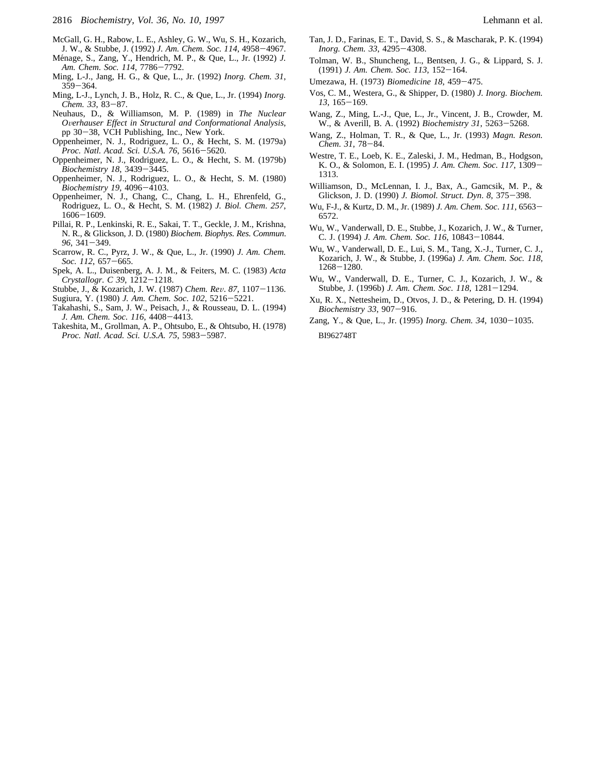McGall, G. H., Rabow, L. E., Ashley, G. W., Wu, S. H., Kozarich, J. W., & Stubbe, J. (1992) *J. Am. Chem. Soc. 114*, 4958−4967.

Ménage, S., Zang, Y., Hendrich, M. P., & Que, L., Jr. (1992) *J. Am. Chem. Soc. 114*, 7786−7792.

Ming, L-J., Jang, H. G., & Que, L., Jr. (1992) *Inorg. Chem. 31*, 359−364.

Ming, L-J., Lynch, J. B., Holz, R. C., & Que, L., Jr. (1994) *Inorg. Chem. 33*, 83−87.

Neuhaus, D., & Williamson, M. P. (1989) in *The Nuclear Overhauser Effect in Structural and Conformational Analysis*, pp 30−38, VCH Publishing, Inc., New York.

Oppenheimer, N. J., Rodriguez, L. O., & Hecht, S. M. (1979a) *Proc. Natl. Acad. Sci. U.S.A. 76*, 5616−5620.

Oppenheimer, N. J., Rodriguez, L. O., & Hecht, S. M. (1979b) *Biochemistry 18*, 3439−3445.

Oppenheimer, N. J., Rodriguez, L. O., & Hecht, S. M. (1980) *Biochemistry 19*, 4096−4103.

Oppenheimer, N. J., Chang, C., Chang, L. H., Ehrenfeld, G., Rodriguez, L. O., & Hecht, S. M. (1982) *J. Biol. Chem. 257*, 1606−1609.

Pillai, R. P., Lenkinski, R. E., Sakai, T. T., Geckle, J. M., Krishna, N. R., & Glickson, J. D. (1980) *Biochem. Biophys. Res. Commun. 96*, 341−349.

Scarrow, R. C., Pyrz, J. W., & Que, L., Jr. (1990) *J. Am. Chem. Soc. 112*, 657−665.

Spek, A. L., Duisenberg, A. J. M., & Feiters, M. C. (1983) *Acta Crystallogr. C 39*, 1212−1218.

Stubbe, J., & Kozarich, J. W. (1987) *Chem. Rev. 87*, 1107−1136.

Sugiura, Y. (1980) *J. Am. Chem. Soc. 102*, 5216−5221.

Takahashi, S., Sam, J. W., Peisach, J., & Rousseau, D. L. (1994) *J. Am. Chem. Soc. 116*, 4408−4413.

Takeshita, M., Grollman, A. P., Ohtsubo, E., & Ohtsubo, H. (1978) *Proc. Natl. Acad. Sci. U.S.A. 75*, 5983−5987.

Tan, J. D., Farinas, E. T., David, S. S., & Mascharak, P. K. (1994) *Inorg. Chem. 33*, 4295−4308.

Tolman, W. B., Shuncheng, L., Bentsen, J. G., & Lippard, S. J. (1991) *J. Am. Chem. Soc. 113*, 152−164.

Umezawa, H. (1973) *Biomedicine 18*, 459−475.

Vos, C. M., Westera, G., & Shipper, D. (1980) *J. Inorg. Biochem. 13*, 165−169.

Wang, Z., Ming, L.-J., Que, L., Jr., Vincent, J. B., Crowder, M. W., & Averill, B. A. (1992) *Biochemistry 31*, 5263−5268.

Wang, Z., Holman, T. R., & Que, L., Jr. (1993) *Magn. Reson. Chem. 31*, 78−84.

Westre, T. E., Loeb, K. E., Zaleski, J. M., Hedman, B., Hodgson, K. O., & Solomon, E. I. (1995) *J. Am. Chem. Soc. 117*, 1309−1313.

Williamson, D., McLennan, I. J., Bax, A., Gamcsik, M. P., & Glickson, J. D. (1990) *J. Biomol. Struct. Dyn. 8*, 375−398.

Wu, F-J., & Kurtz, D. M., Jr. (1989) *J. Am. Chem. Soc. 111*, 6563−6572.

Wu, W., Vanderwall, D. E., Stubbe, J., Kozarich, J. W., & Turner, C. J. (1994) *J. Am. Chem. Soc. 116*, 10843−10844.

Wu, W., Vanderwall, D. E., Lui, S. M., Tang, X.-J., Turner, C. J., Kozarich, J. W., & Stubbe, J. (1996a) *J. Am. Chem. Soc. 118*, 1268−1280.

Wu, W., Vanderwall, D. E., Turner, C. J., Kozarich, J. W., & Stubbe, J. (1996b) *J. Am. Chem. Soc. 118*, 1281−1294.

Xu, R. X., Nettesheim, D., Otvos, J. D., & Petering, D. H. (1994) *Biochemistry 33*, 907−916.

Zang, Y., & Que, L., Jr. (1995) *Inorg. Chem. 34*, 1030−1035.

BI962748T